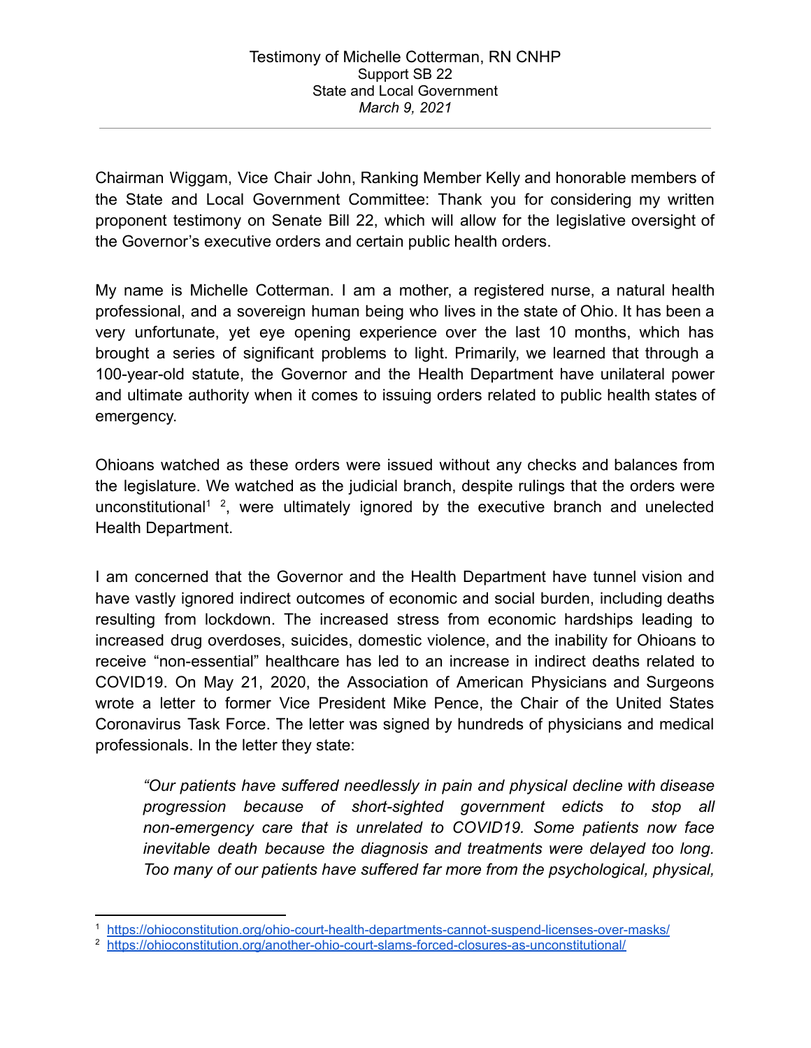Testimony of Michelle Cotterman, RN CNHP

Support SB 22

State and Local Government

*March 9, 2021*

---

Chairman Wiggam, Vice Chair John, Ranking Member Kelly and honorable members of the State and Local Government Committee: Thank you for considering my written proponent testimony on Senate Bill 22, which will allow for the legislative oversight of the Governor's executive orders and certain public health orders.

My name is Michelle Cotterman. I am a mother, a registered nurse, a natural health professional, and a sovereign human being who lives in the state of Ohio. It has been a very unfortunate, yet eye opening experience over the last 10 months, which has brought a series of significant problems to light. Primarily, we learned that through a 100-year-old statute, the Governor and the Health Department have unilateral power and ultimate authority when it comes to issuing orders related to public health states of emergency.

Ohioans watched as these orders were issued without any checks and balances from the legislature. We watched as the judicial branch, despite rulings that the orders were unconstitutional[1] [2], were ultimately ignored by the executive branch and unelected Health Department.

I am concerned that the Governor and the Health Department have tunnel vision and have vastly ignored indirect outcomes of economic and social burden, including deaths resulting from lockdown. The increased stress from economic hardships leading to increased drug overdoses, suicides, domestic violence, and the inability for Ohioans to receive "non-essential" healthcare has led to an increase in indirect deaths related to COVID19. On May 21, 2020, the Association of American Physicians and Surgeons wrote a letter to former Vice President Mike Pence, the Chair of the United States Coronavirus Task Force. The letter was signed by hundreds of physicians and medical professionals. In the letter they state:

> *"Our patients have suffered needlessly in pain and physical decline with disease progression because of short-sighted government edicts to stop all non-emergency care that is unrelated to COVID19. Some patients now face inevitable death because the diagnosis and treatments were delayed too long. Too many of our patients have suffered far more from the psychological, physical,*

---

[1] https://ohioconstitution.org/ohio-court-health-departments-cannot-suspend-licenses-over-masks/

[2] https://ohioconstitution.org/another-ohio-court-slams-forced-closures-as-unconstitutional/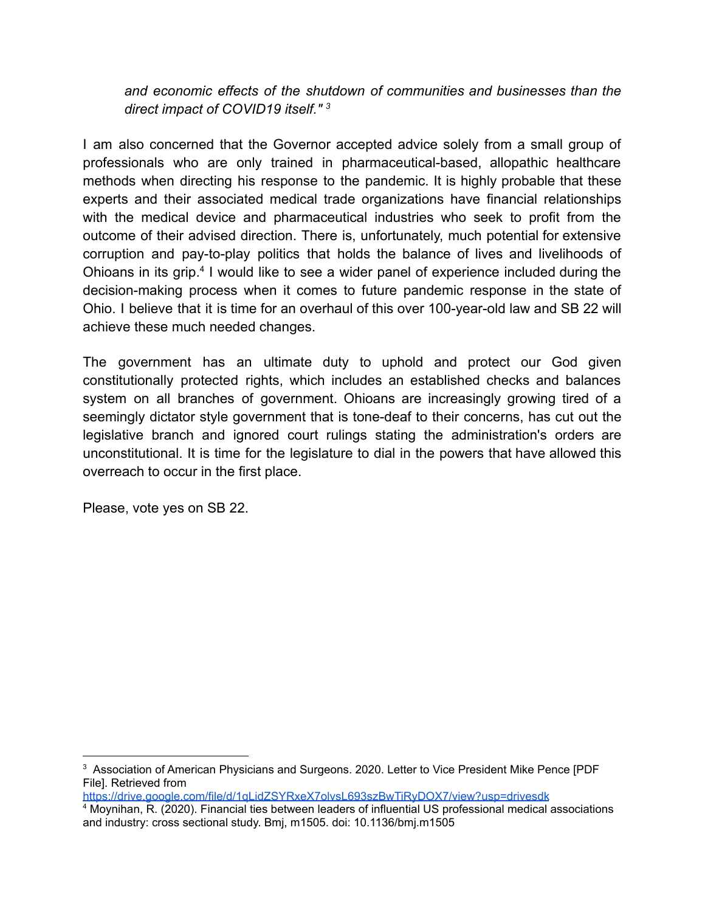*and economic effects of the shutdown of communities and businesses than the direct impact of COVID19 itself."* [3]

I am also concerned that the Governor accepted advice solely from a small group of professionals who are only trained in pharmaceutical-based, allopathic healthcare methods when directing his response to the pandemic. It is highly probable that these experts and their associated medical trade organizations have financial relationships with the medical device and pharmaceutical industries who seek to profit from the outcome of their advised direction. There is, unfortunately, much potential for extensive corruption and pay-to-play politics that holds the balance of lives and livelihoods of Ohioans in its grip.[4] I would like to see a wider panel of experience included during the decision-making process when it comes to future pandemic response in the state of Ohio. I believe that it is time for an overhaul of this over 100-year-old law and SB 22 will achieve these much needed changes.

The government has an ultimate duty to uphold and protect our God given constitutionally protected rights, which includes an established checks and balances system on all branches of government. Ohioans are increasingly growing tired of a seemingly dictator style government that is tone-deaf to their concerns, has cut out the legislative branch and ignored court rulings stating the administration's orders are unconstitutional. It is time for the legislature to dial in the powers that have allowed this overreach to occur in the first place.

Please, vote yes on SB 22.

---

[3] Association of American Physicians and Surgeons. 2020. Letter to Vice President Mike Pence [PDF File]. Retrieved from https://drive.google.com/file/d/1qLidZSYRxeX7olvsL693szBwTiRyDOX7/view?usp=drivesdk

[4] Moynihan, R. (2020). Financial ties between leaders of influential US professional medical associations and industry: cross sectional study. Bmj, m1505. doi: 10.1136/bmj.m1505